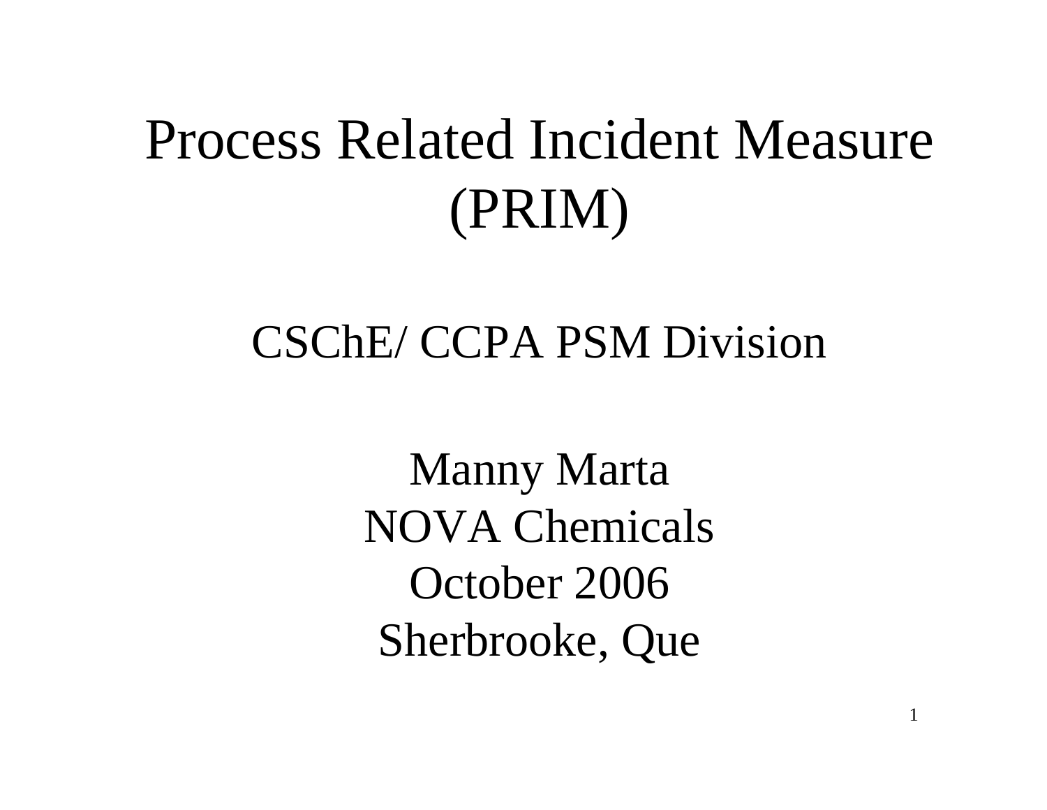# Process Related Incident Measure (PRIM)

## CSChE/ CCPA PSM Division

Manny Marta
NOVA Chemicals
October 2006
Sherbrooke, Que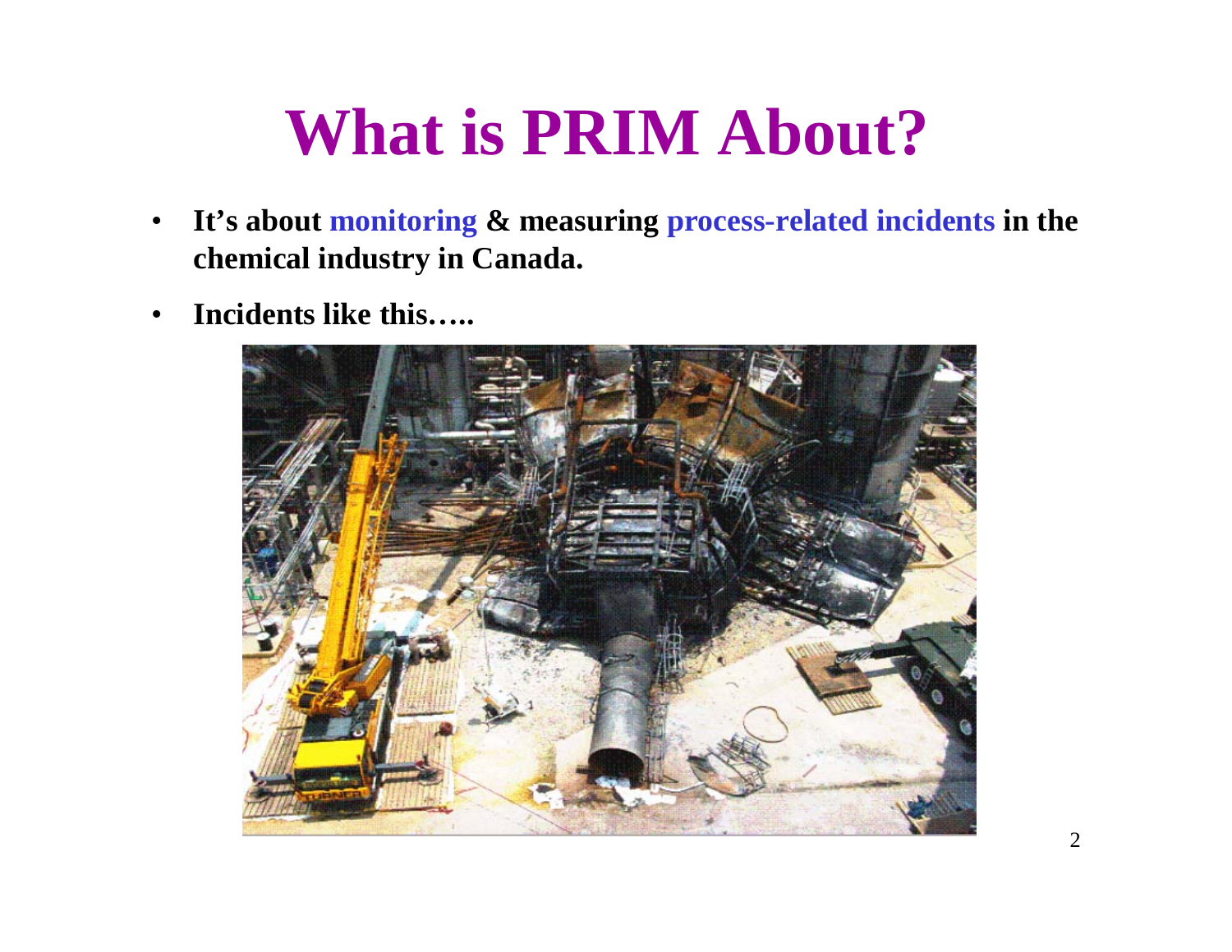# What is PRIM About?

- **It's about monitoring & measuring process-related incidents in the chemical industry in Canada.**
- **Incidents like this…..**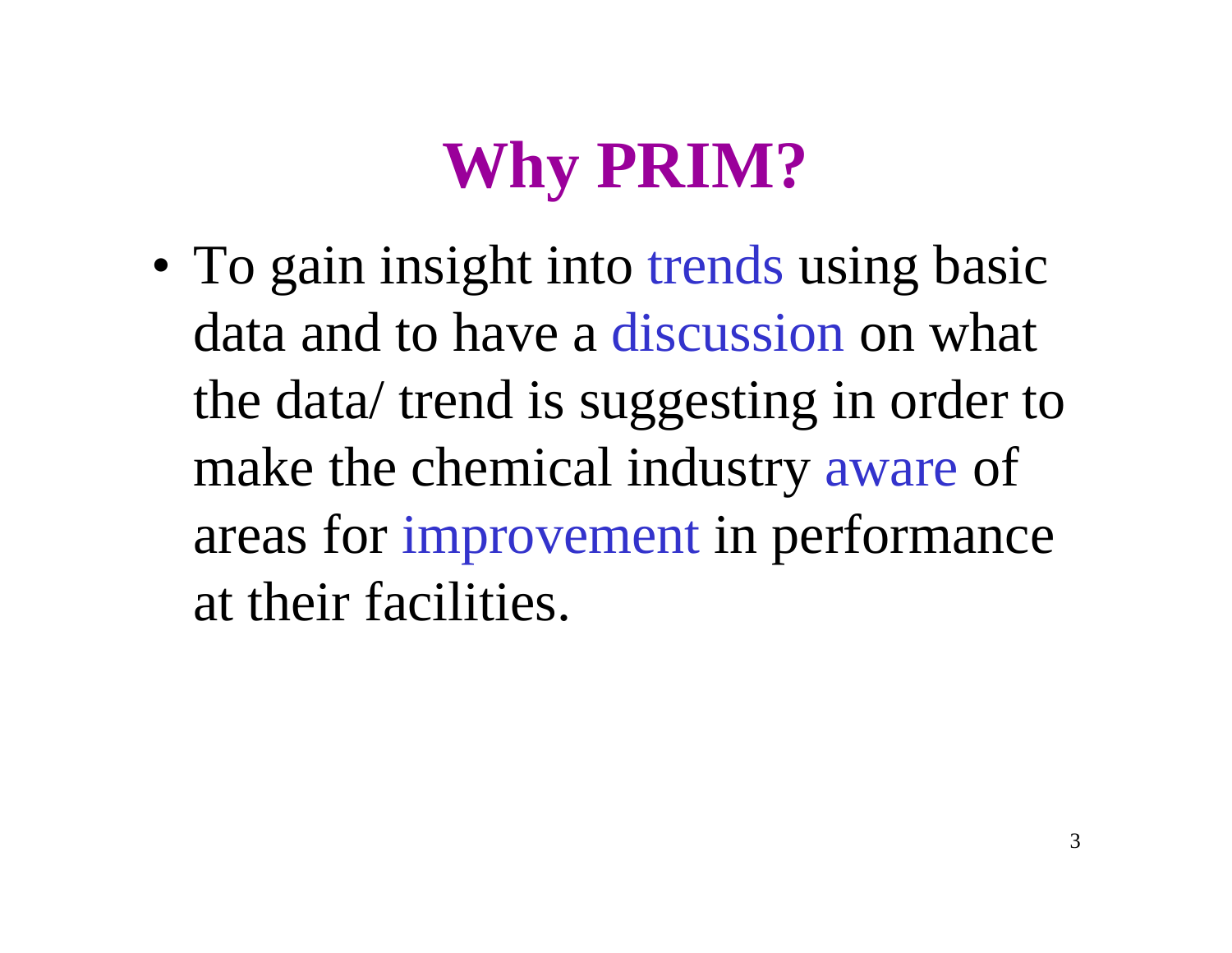# Why PRIM?

- To gain insight into trends using basic data and to have a discussion on what the data/ trend is suggesting in order to make the chemical industry aware of areas for improvement in performance at their facilities.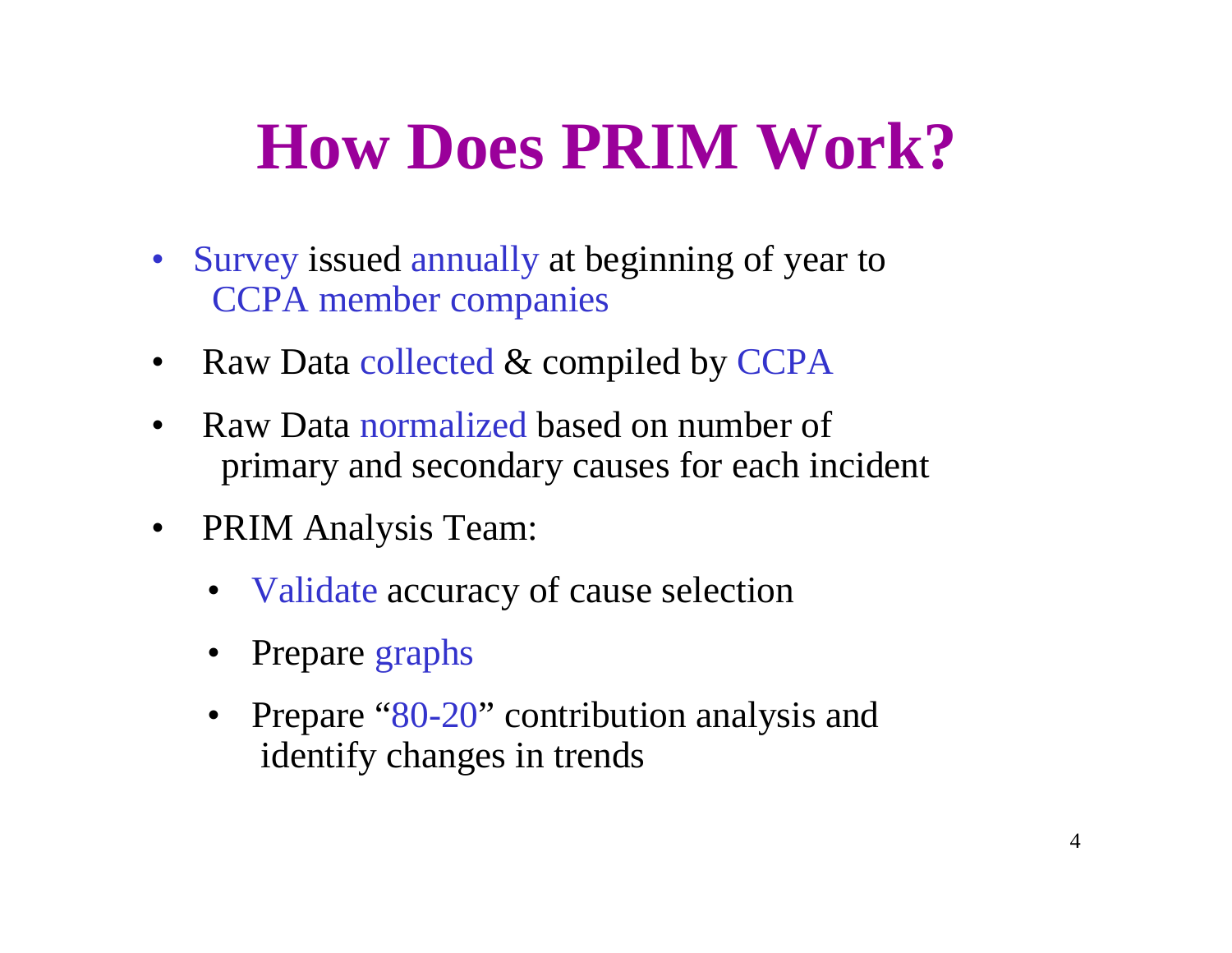# How Does PRIM Work?

- Survey issued annually at beginning of year to CCPA member companies
- Raw Data collected & compiled by CCPA
- Raw Data normalized based on number of primary and secondary causes for each incident
- PRIM Analysis Team:
  - Validate accuracy of cause selection
  - Prepare graphs
  - Prepare "80-20" contribution analysis and identify changes in trends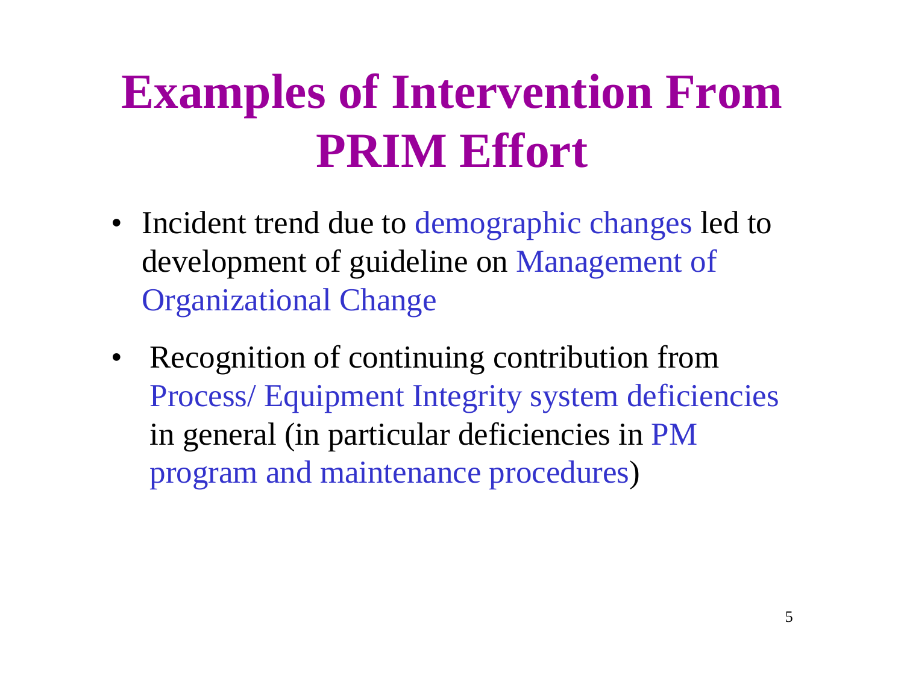# Examples of Intervention From PRIM Effort

- Incident trend due to demographic changes led to development of guideline on Management of Organizational Change
- Recognition of continuing contribution from Process/ Equipment Integrity system deficiencies in general (in particular deficiencies in PM program and maintenance procedures)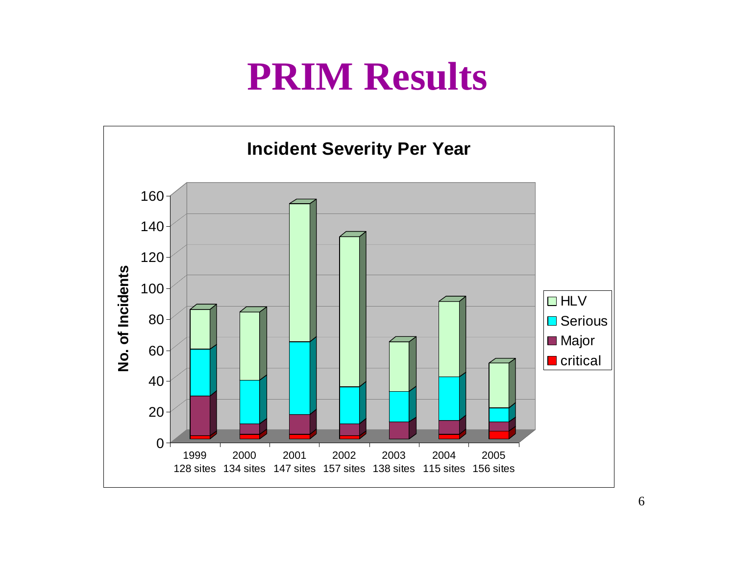# PRIM Results

**Incident Severity Per Year**

No. of Incidents

160
140
120
100
80
60
40
20
0

1999 128 sites | 2000 134 sites | 2001 147 sites | 2002 157 sites | 2003 138 sites | 2004 115 sites | 2005 156 sites

HLV
Serious
Major
critical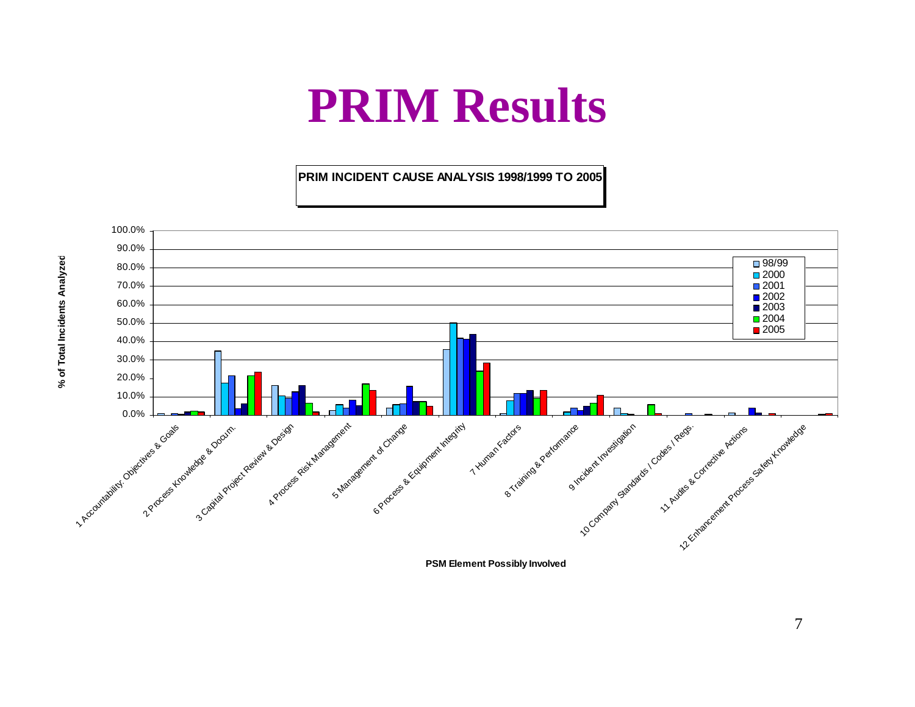# PRIM Results

**PRIM INCIDENT CAUSE ANALYSIS 1998/1999 TO 2005**

% of Total Incidents Analyzed

100.0%
90.0%
80.0%
70.0%
60.0%
50.0%
40.0%
30.0%
20.0%
10.0%
0.0%

- 98/99
- 2000
- 2001
- 2002
- 2003
- 2004
- 2005

1 Accountability. Objectives & Goals
2 Process Knowledge & Docum.
3 Capital Project Review & Design
4 Process Risk Management
5 Management of Change
6 Process & Equipment Integrity
7 Human Factors
8 Training & Performance
9 Incident Investigation
10 Company Standards / Codes / Regs.
11 Audits & Corrective Actions
12 Enhancement Process Safety Knowledge

**PSM Element Possibly Involved**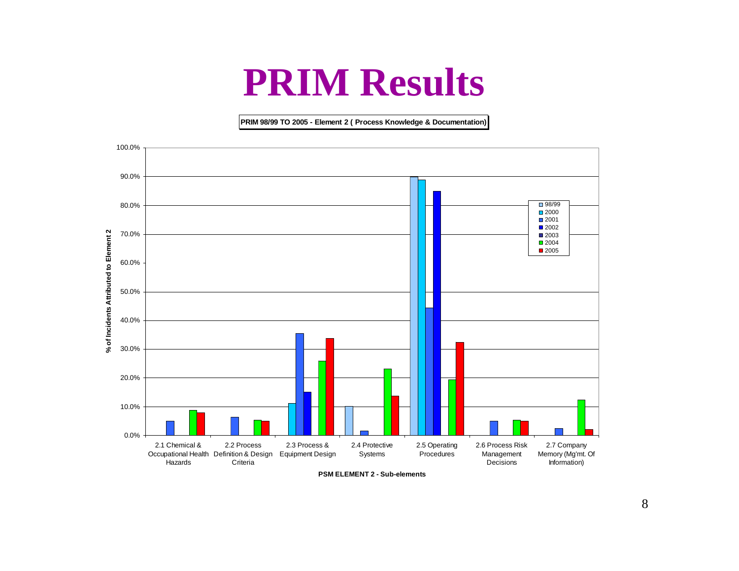# PRIM Results

**PRIM 98/99 TO 2005 - Element 2 ( Process Knowledge & Documentation)**

| PSM ELEMENT 2 - Sub-elements | 98/99 | 2000 | 2001 | 2002 | 2003 | 2004 | 2005 |
|---|---|---|---|---|---|---|---|
| 2.1 Chemical & Occupational Health Hazards | | | 5.0% | | | 8.8% | 8.0% |
| 2.2 Process Definition & Design Criteria | | | 6.3% | | | 5.3% | 5.0% |
| 2.3 Process & Equipment Design | | 11.1% | 35.4% | 15.0% | | 25.9% | 33.8% |
| 2.4 Protective Systems | 10.1% | | 1.5% | | | 23.1% | 13.8% |
| 2.5 Operating Procedures | 89.9% | 88.9% | 44.3% | 85.0% | | 19.4% | 32.5% |
| 2.6 Process Risk Management Decisions | | | 5.0% | | | 5.3% | 5.0% |
| 2.7 Company Memory (Mg'mt. Of Information) | | | 2.4% | | | 12.3% | 2.0% |

Y-axis: % of Incidents Attributed to Element 2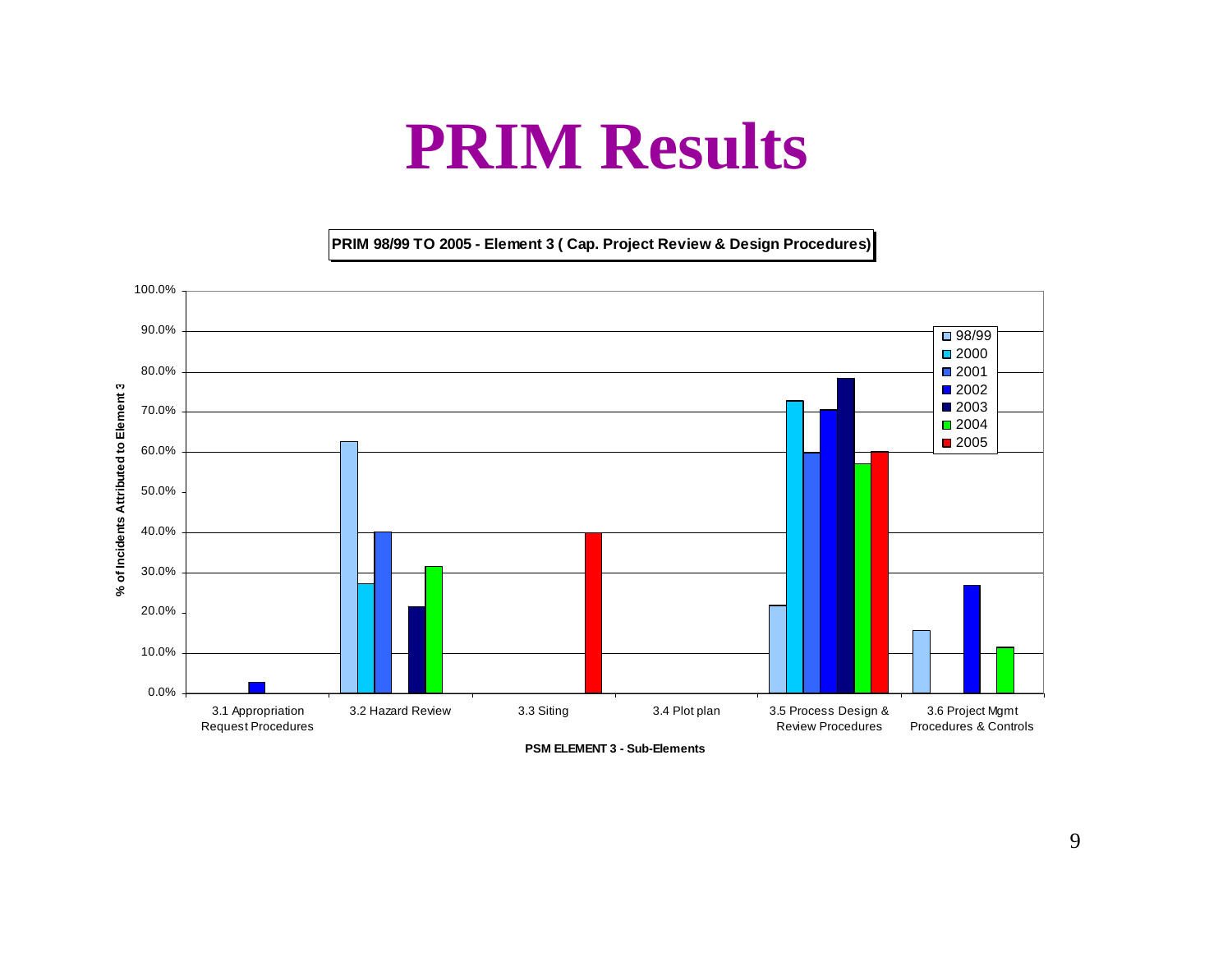# PRIM Results

**PRIM 98/99 TO 2005 - Element 3 ( Cap. Project Review & Design Procedures)**

| PSM ELEMENT 3 - Sub-Elements | 98/99 | 2000 | 2001 | 2002 | 2003 | 2004 | 2005 |
|---|---|---|---|---|---|---|---|
| 3.1 Appropriation Request Procedures | | | | 2.7% | | | |
| 3.2 Hazard Review | 62.5% | 27.3% | 40.0% | | 21.4% | 31.4% | |
| 3.3 Siting | | | | | | | 40.0% |
| 3.4 Plot plan | | | | | | | |
| 3.5 Process Design & Review Procedures | 21.9% | 72.7% | 60.0% | 70.3% | 78.6% | 57.1% | 60.0% |
| 3.6 Project Mgmt Procedures & Controls | 15.6% | | | 27.0% | | 11.4% | |

Y-axis: % of Incidents Attributed to Element 3

X-axis: PSM ELEMENT 3 - Sub-Elements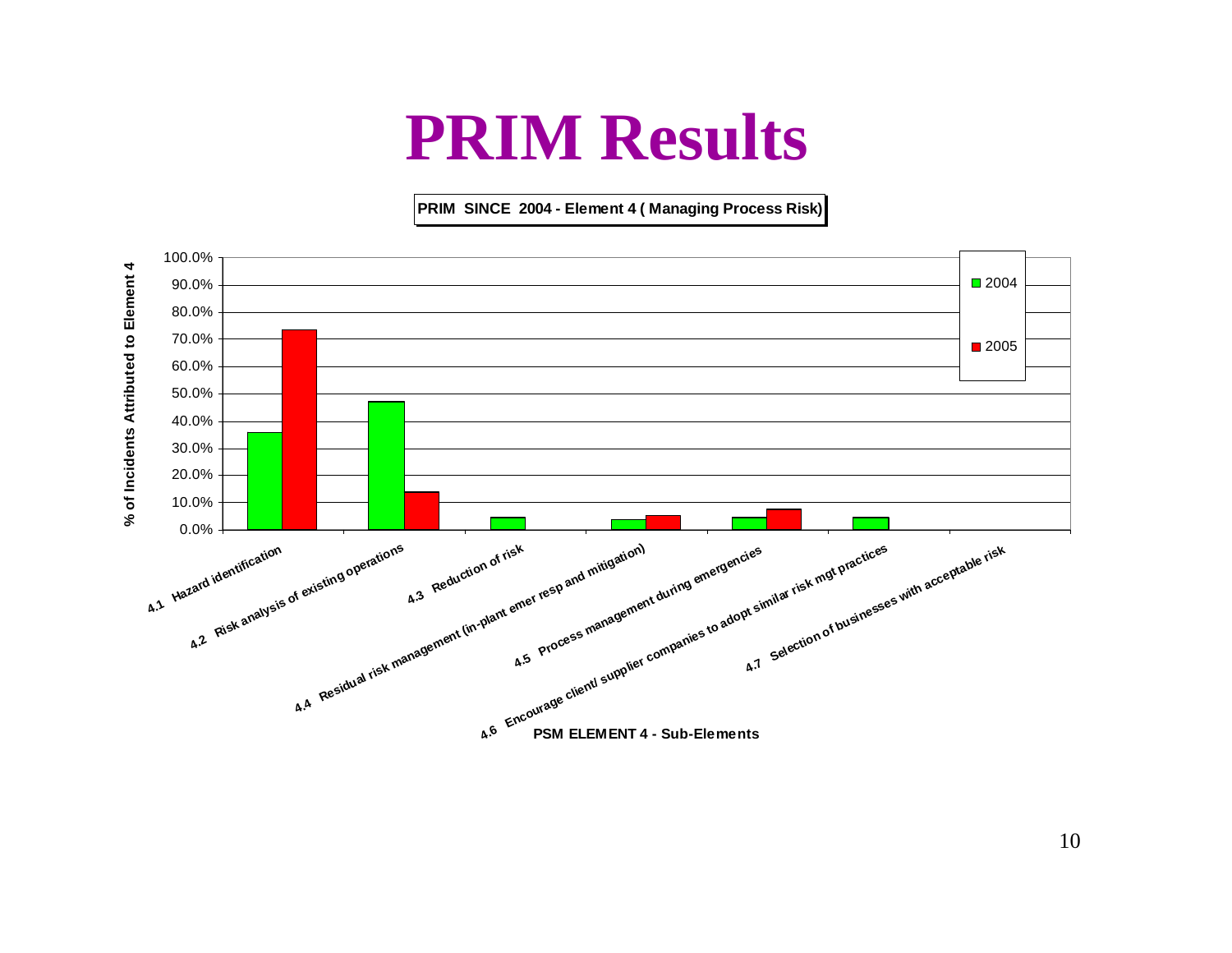# PRIM Results

**PRIM SINCE 2004 - Element 4 ( Managing Process Risk)**

| PSM ELEMENT 4 - Sub-Elements | 2004 | 2005 |
|---|---|---|
| 4.1 Hazard identification | ~36% | ~73.5% |
| 4.2 Risk analysis of existing operations | ~47% | ~14% |
| 4.3 Reduction of risk | ~4.5% | |
| 4.4 Residual risk management (in-plant emer resp and mitigation) | ~3.5% | ~5% |
| 4.5 Process management during emergencies | ~4.5% | ~7.5% |
| 4.6 Encourage client/ supplier companies to adopt similar risk mgt practices | ~4.5% | |
| 4.7 Selection of businesses with acceptable risk | | |

Y-axis: % of Incidents Attributed to Element 4 (0.0% – 100.0%)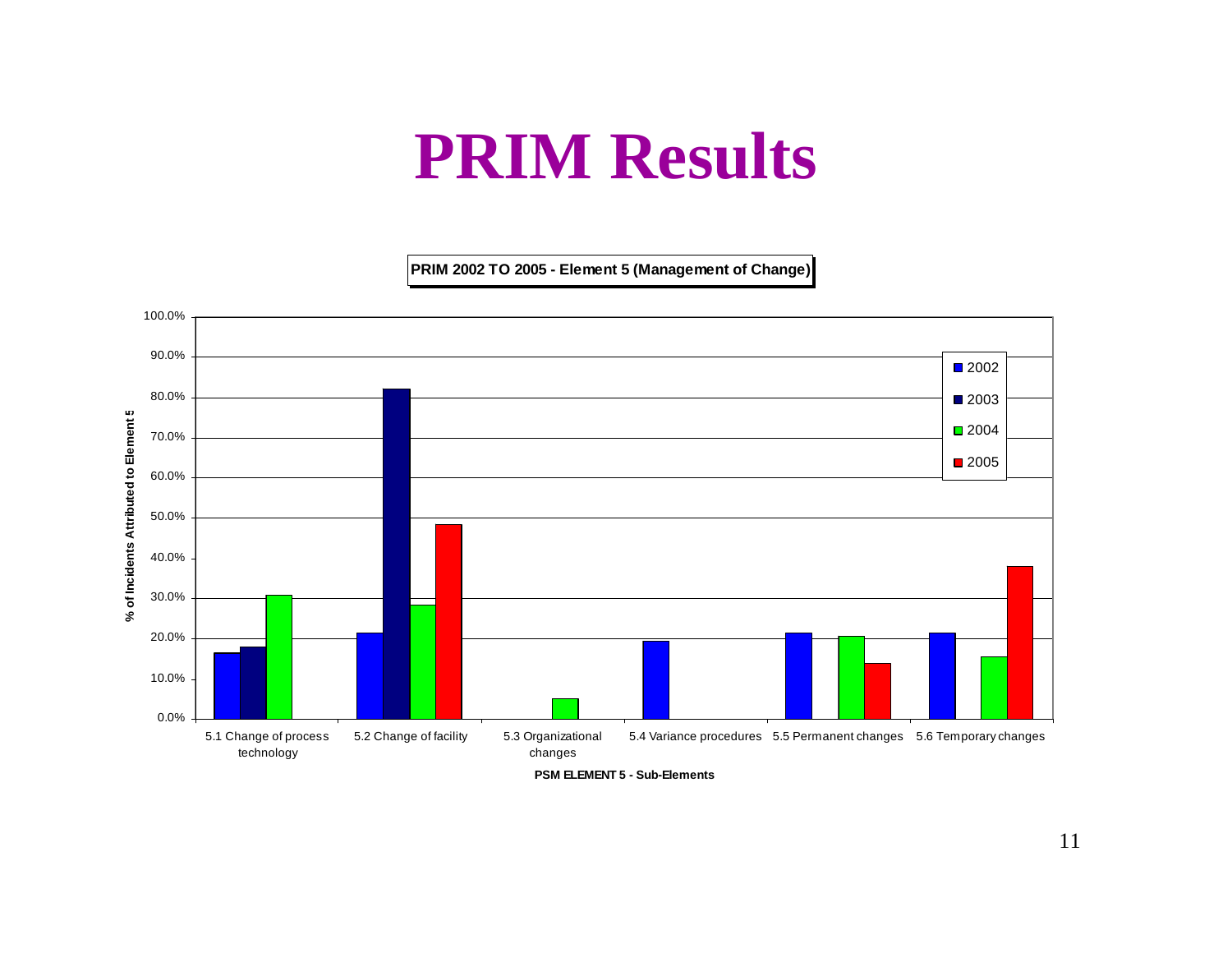# PRIM Results

**PRIM 2002 TO 2005 - Element 5 (Management of Change)**

% of Incidents Attributed to Element 5

| PSM ELEMENT 5 - Sub-Elements | 2002 | 2003 | 2004 | 2005 |
|---|---|---|---|---|
| 5.1 Change of process technology | ~16.5% | ~18% | ~31% | |
| 5.2 Change of facility | ~21.5% | ~82% | ~28.5% | ~48.5% |
| 5.3 Organizational changes | | | ~5% | |
| 5.4 Variance procedures | ~19.5% | | | |
| 5.5 Permanent changes | ~21.5% | | ~20.5% | ~14% |
| 5.6 Temporary changes | ~21.5% | | ~15.5% | ~38% |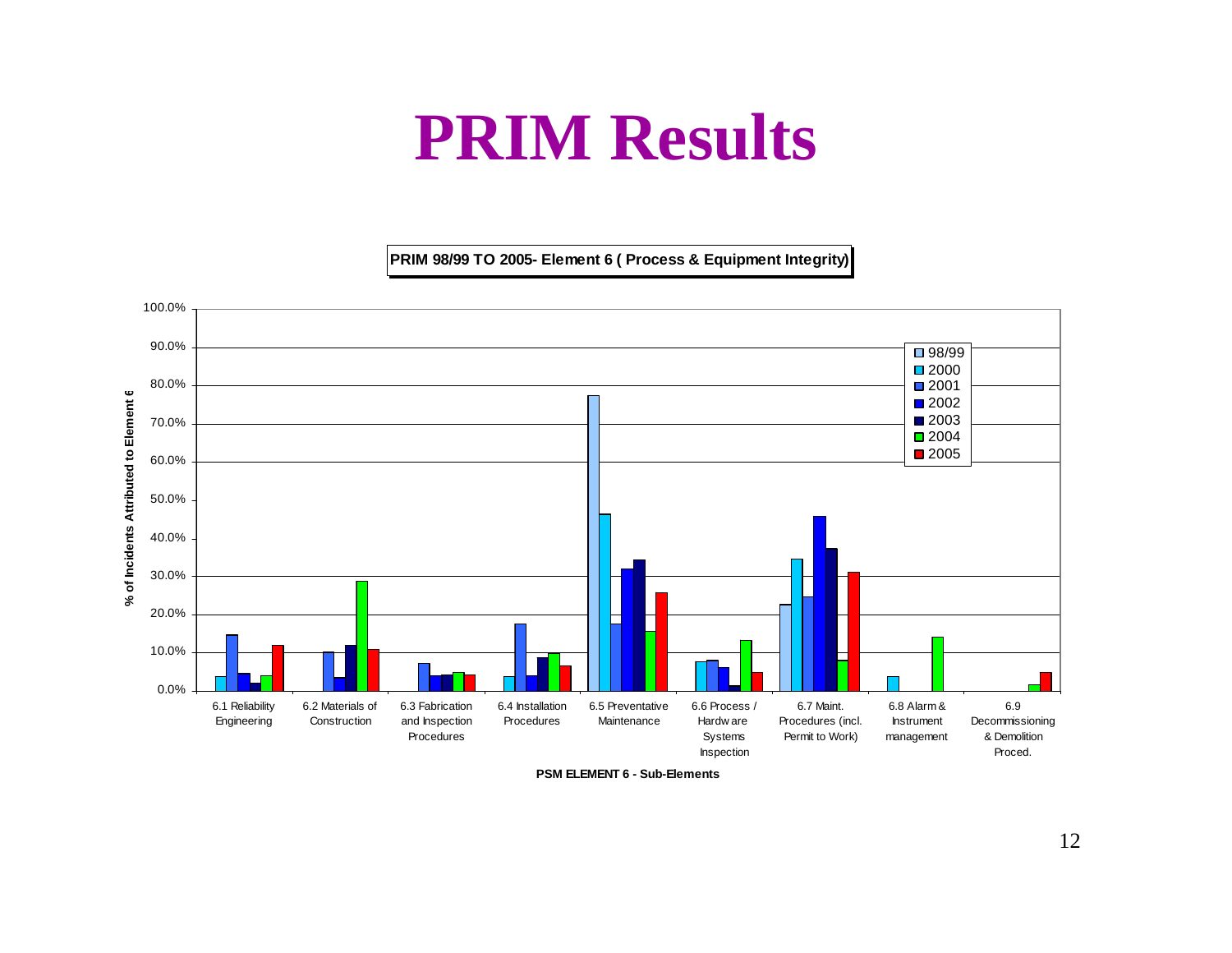# PRIM Results

**PRIM 98/99 TO 2005- Element 6 ( Process & Equipment Integrity)**

% of Incidents Attributed to Element 6

100.0%
90.0%
80.0%
70.0%
60.0%
50.0%
40.0%
30.0%
20.0%
10.0%
0.0%

Legend: 98/99, 2000, 2001, 2002, 2003, 2004, 2005

6.1 Reliability Engineering | 6.2 Materials of Construction | 6.3 Fabrication and Inspection Procedures | 6.4 Installation Procedures | 6.5 Preventative Maintenance | 6.6 Process / Hardware Systems Inspection | 6.7 Maint. Procedures (incl. Permit to Work) | 6.8 Alarm & Instrument management | 6.9 Decommissioning & Demolition Proced.

**PSM ELEMENT 6 - Sub-Elements**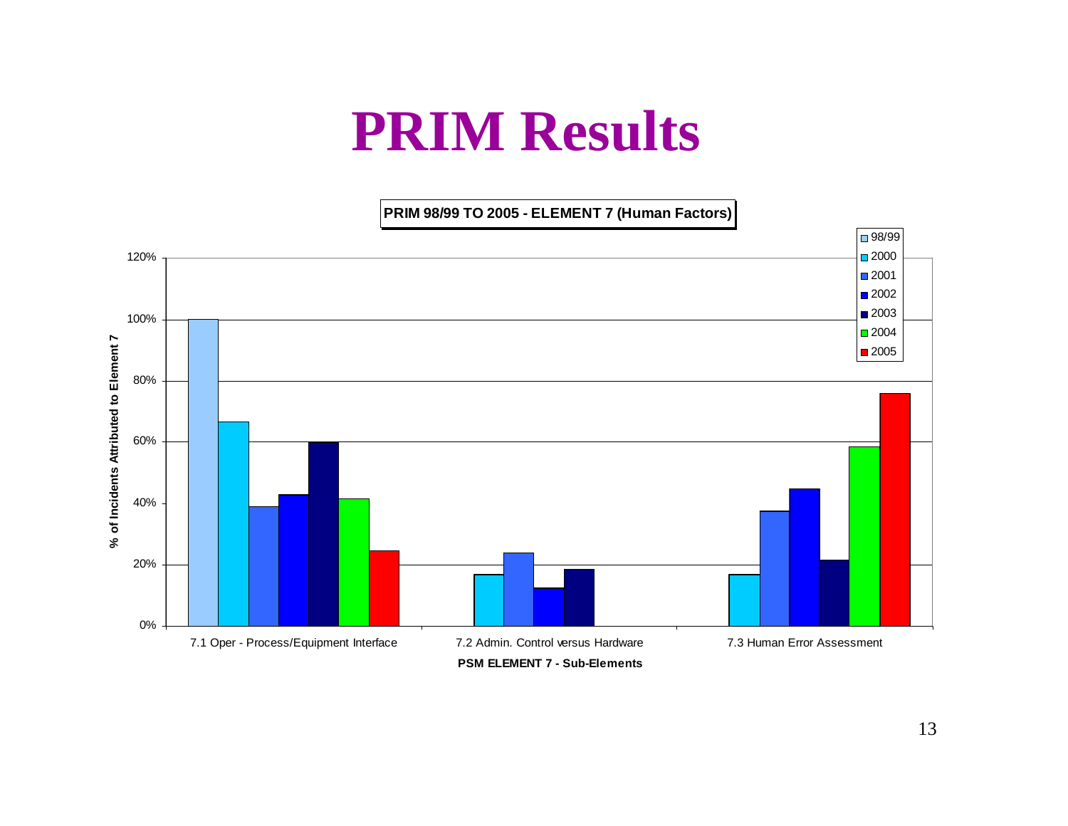# PRIM Results

**PRIM 98/99 TO 2005 - ELEMENT 7 (Human Factors)**

% of Incidents Attributed to Element 7

Legend: 98/99, 2000, 2001, 2002, 2003, 2004, 2005

Y-axis: 0%, 20%, 40%, 60%, 80%, 100%, 120%

7.1 Oper - Process/Equipment Interface

7.2 Admin. Control versus Hardware

7.3 Human Error Assessment

**PSM ELEMENT 7 - Sub-Elements**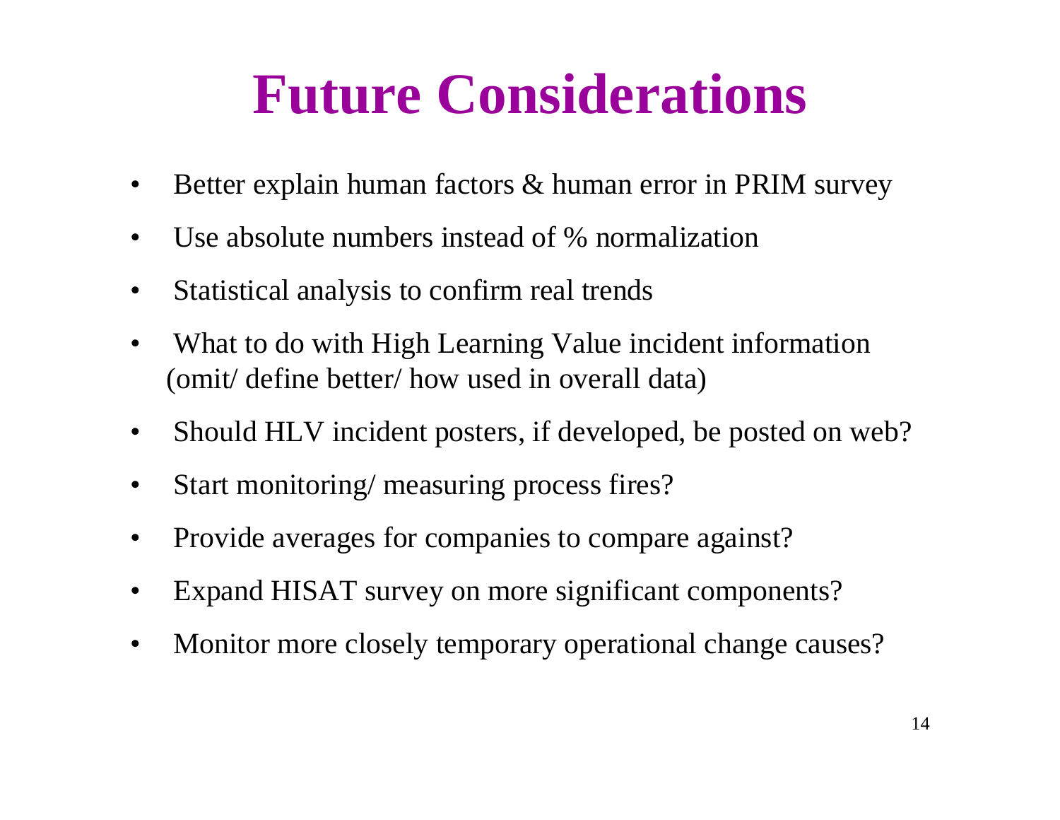# Future Considerations

- Better explain human factors & human error in PRIM survey
- Use absolute numbers instead of % normalization
- Statistical analysis to confirm real trends
- What to do with High Learning Value incident information (omit/ define better/ how used in overall data)
- Should HLV incident posters, if developed, be posted on web?
- Start monitoring/ measuring process fires?
- Provide averages for companies to compare against?
- Expand HISAT survey on more significant components?
- Monitor more closely temporary operational change causes?